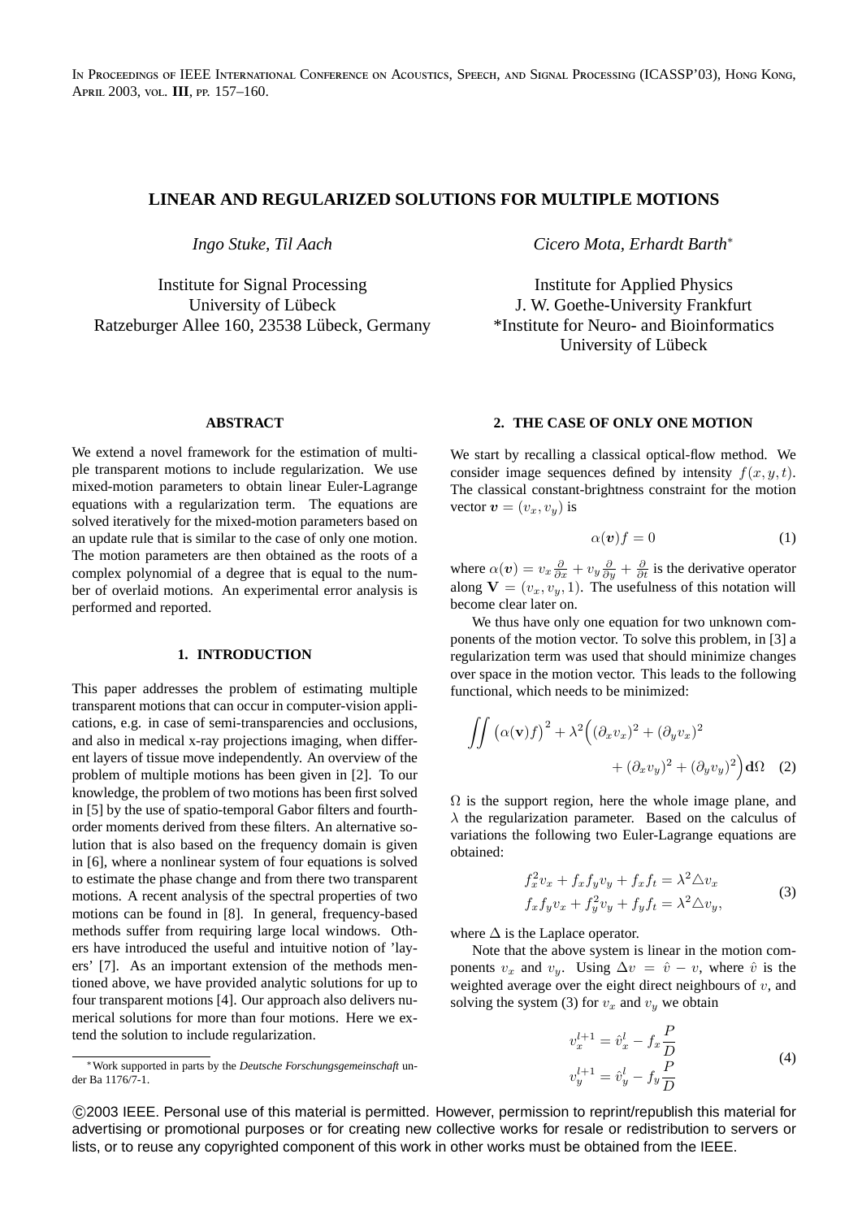In Proceedings of IEEE International Conference on Acoustics, Speech, and Signal Processing (ICASSP'03), Hong Kong, April 2003, vol. **III**, pp. 157–160.

# LINEAR AND REGULARIZED SOLUTIONS FOR MULTIPLE MOTIONS

*Ingo Stuke, Til Aach*

Institute for Signal Processing
University of Lübeck
Ratzeburger Allee 160, 23538 Lübeck, Germany

*Cicero Mota, Erhardt Barth*[*]

Institute for Applied Physics
J. W. Goethe-University Frankfurt
*Institute for Neuro- and Bioinformatics
University of Lübeck

## ABSTRACT

We extend a novel framework for the estimation of multiple transparent motions to include regularization. We use mixed-motion parameters to obtain linear Euler-Lagrange equations with a regularization term. The equations are solved iteratively for the mixed-motion parameters based on an update rule that is similar to the case of only one motion. The motion parameters are then obtained as the roots of a complex polynomial of a degree that is equal to the number of overlaid motions. An experimental error analysis is performed and reported.

## 1. INTRODUCTION

This paper addresses the problem of estimating multiple transparent motions that can occur in computer-vision applications, e.g. in case of semi-transparencies and occlusions, and also in medical x-ray projections imaging, when different layers of tissue move independently. An overview of the problem of multiple motions has been given in [2]. To our knowledge, the problem of two motions has been first solved in [5] by the use of spatio-temporal Gabor filters and fourth-order moments derived from these filters. An alternative solution that is also based on the frequency domain is given in [6], where a nonlinear system of four equations is solved to estimate the phase change and from there two transparent motions. A recent analysis of the spectral properties of two motions can be found in [8]. In general, frequency-based methods suffer from requiring large local windows. Others have introduced the useful and intuitive notion of 'layers' [7]. As an important extension of the methods mentioned above, we have provided analytic solutions for up to four transparent motions [4]. Our approach also delivers numerical solutions for more than four motions. Here we extend the solution to include regularization.

[*] Work supported in parts by the *Deutsche Forschungsgemeinschaft* under Ba 1176/7-1.

## 2. THE CASE OF ONLY ONE MOTION

We start by recalling a classical optical-flow method. We consider image sequences defined by intensity $f(x, y, t)$. The classical constant-brightness constraint for the motion vector $\boldsymbol{v} = (v_x, v_y)$ is

$$\alpha(\boldsymbol{v})f = 0 \tag{1}$$

where $\alpha(\boldsymbol{v}) = v_x \frac{\partial}{\partial x} + v_y \frac{\partial}{\partial y} + \frac{\partial}{\partial t}$ is the derivative operator along $\mathbf{V} = (v_x, v_y, 1)$. The usefulness of this notation will become clear later on.

We thus have only one equation for two unknown components of the motion vector. To solve this problem, in [3] a regularization term was used that should minimize changes over space in the motion vector. This leads to the following functional, which needs to be minimized:

$$\iint \big(\alpha(\mathbf{v})f\big)^2 + \lambda^2 \Big((\partial_x v_x)^2 + (\partial_y v_x)^2 + (\partial_x v_y)^2 + (\partial_y v_y)^2\Big) \mathrm{d}\Omega \tag{2}$$

$\Omega$ is the support region, here the whole image plane, and $\lambda$ the regularization parameter. Based on the calculus of variations the following two Euler-Lagrange equations are obtained:

$$\begin{aligned} f_x^2 v_x + f_x f_y v_y + f_x f_t &= \lambda^2 \triangle v_x \\ f_x f_y v_x + f_y^2 v_y + f_y f_t &= \lambda^2 \triangle v_y, \end{aligned} \tag{3}$$

where $\Delta$ is the Laplace operator.

Note that the above system is linear in the motion components $v_x$ and $v_y$. Using $\Delta v = \hat{v} - v$, where $\hat{v}$ is the weighted average over the eight direct neighbours of $v$, and solving the system (3) for $v_x$ and $v_y$ we obtain

$$\begin{aligned} v_x^{l+1} &= \hat{v}_x^l - f_x \frac{P}{D} \\ v_y^{l+1} &= \hat{v}_y^l - f_y \frac{P}{D} \end{aligned} \tag{4}$$

©2003 IEEE. Personal use of this material is permitted. However, permission to reprint/republish this material for advertising or promotional purposes or for creating new collective works for resale or redistribution to servers or lists, or to reuse any copyrighted component of this work in other works must be obtained from the IEEE.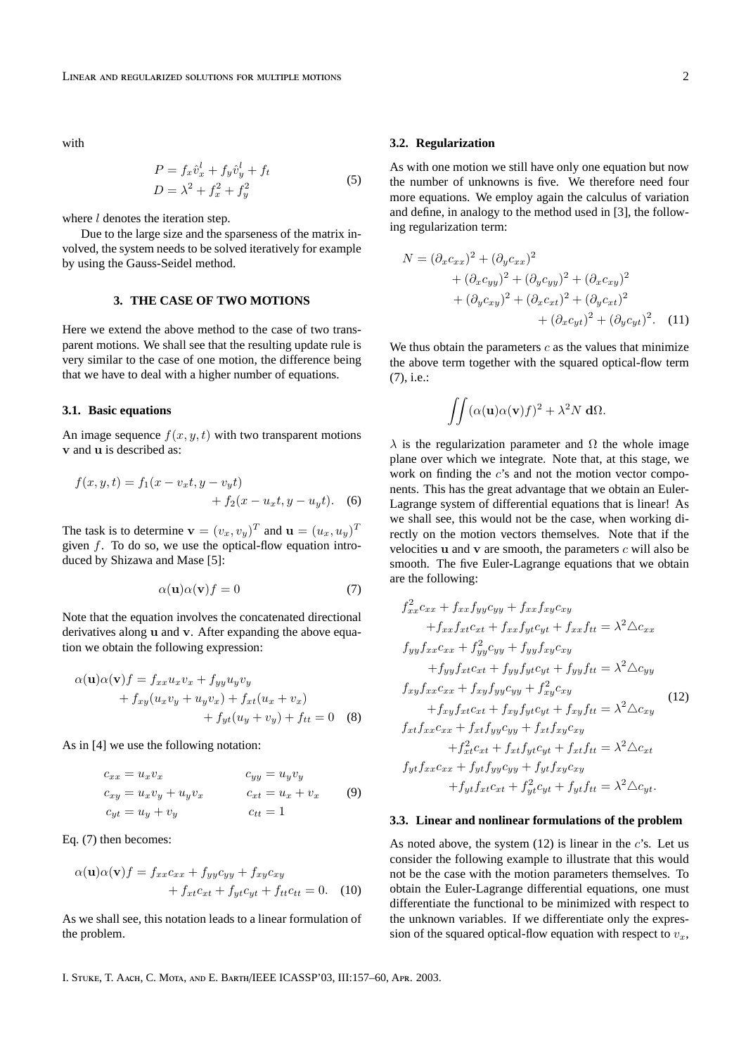with

$$
\begin{aligned}
P &= f_x \hat{v}_x^l + f_y \hat{v}_y^l + f_t \\
D &= \lambda^2 + f_x^2 + f_y^2
\end{aligned}
\tag{5}
$$

where $l$ denotes the iteration step.

Due to the large size and the sparseness of the matrix involved, the system needs to be solved iteratively for example by using the Gauss-Seidel method.

## 3. THE CASE OF TWO MOTIONS

Here we extend the above method to the case of two transparent motions. We shall see that the resulting update rule is very similar to the case of one motion, the difference being that we have to deal with a higher number of equations.

### 3.1. Basic equations

An image sequence $f(x, y, t)$ with two transparent motions $\mathbf{v}$ and $\mathbf{u}$ is described as:

$$
f(x, y, t) = f_1(x - v_x t, y - v_y t) + f_2(x - u_x t, y - u_y t). \tag{6}
$$

The task is to determine $\mathbf{v} = (v_x, v_y)^T$ and $\mathbf{u} = (u_x, u_y)^T$ given $f$. To do so, we use the optical-flow equation introduced by Shizawa and Mase [5]:

$$
\alpha(\mathbf{u})\alpha(\mathbf{v})f = 0 \tag{7}
$$

Note that the equation involves the concatenated directional derivatives along $\mathbf{u}$ and $\mathbf{v}$. After expanding the above equation we obtain the following expression:

$$
\begin{aligned}
\alpha(\mathbf{u})\alpha(\mathbf{v})f = f_{xx} u_x v_x + f_{yy} u_y v_y \\
+ f_{xy}(u_x v_y + u_y v_x) + f_{xt}(u_x + v_x) \\
+ f_{yt}(u_y + v_y) + f_{tt} = 0
\end{aligned}
\tag{8}
$$

As in [4] we use the following notation:

$$
\begin{aligned}
c_{xx} &= u_x v_x & c_{yy} &= u_y v_y \\
c_{xy} &= u_x v_y + u_y v_x & c_{xt} &= u_x + v_x \\
c_{yt} &= u_y + v_y & c_{tt} &= 1
\end{aligned}
\tag{9}
$$

Eq. (7) then becomes:

$$
\begin{aligned}
\alpha(\mathbf{u})\alpha(\mathbf{v})f = f_{xx} c_{xx} + f_{yy} c_{yy} + f_{xy} c_{xy} \\
+ f_{xt} c_{xt} + f_{yt} c_{yt} + f_{tt} c_{tt} = 0.
\end{aligned}
\tag{10}
$$

As we shall see, this notation leads to a linear formulation of the problem.

### 3.2. Regularization

As with one motion we still have only one equation but now the number of unknowns is five. We therefore need four more equations. We employ again the calculus of variation and define, in analogy to the method used in [3], the following regularization term:

$$
\begin{aligned}
N = (\partial_x c_{xx})^2 + (\partial_y c_{xx})^2 \\
+ (\partial_x c_{yy})^2 + (\partial_y c_{yy})^2 + (\partial_x c_{xy})^2 \\
+ (\partial_y c_{xy})^2 + (\partial_x c_{xt})^2 + (\partial_y c_{xt})^2 \\
+ (\partial_x c_{yt})^2 + (\partial_y c_{yt})^2.
\end{aligned}
\tag{11}
$$

We thus obtain the parameters $c$ as the values that minimize the above term together with the squared optical-flow term (7), i.e.:

$$
\iint (\alpha(\mathbf{u})\alpha(\mathbf{v})f)^2 + \lambda^2 N \, \mathbf{d}\Omega.
$$

$\lambda$ is the regularization parameter and $\Omega$ the whole image plane over which we integrate. Note that, at this stage, we work on finding the $c$'s and not the motion vector components. This has the great advantage that we obtain an Euler-Lagrange system of differential equations that is linear! As we shall see, this would not be the case, when working directly on the motion vectors themselves. Note that if the velocities $\mathbf{u}$ and $\mathbf{v}$ are smooth, the parameters $c$ will also be smooth. The five Euler-Lagrange equations that we obtain are the following:

$$
\begin{aligned}
& f_{xx}^2 c_{xx} + f_{xx} f_{yy} c_{yy} + f_{xx} f_{xy} c_{xy} \\
& \quad + f_{xx} f_{xt} c_{xt} + f_{xx} f_{yt} c_{yt} + f_{xx} f_{tt} = \lambda^2 \triangle c_{xx} \\
& f_{yy} f_{xx} c_{xx} + f_{yy}^2 c_{yy} + f_{yy} f_{xy} c_{xy} \\
& \quad + f_{yy} f_{xt} c_{xt} + f_{yy} f_{yt} c_{yt} + f_{yy} f_{tt} = \lambda^2 \triangle c_{yy} \\
& f_{xy} f_{xx} c_{xx} + f_{xy} f_{yy} c_{yy} + f_{xy}^2 c_{xy} \\
& \quad + f_{xy} f_{xt} c_{xt} + f_{xy} f_{yt} c_{yt} + f_{xy} f_{tt} = \lambda^2 \triangle c_{xy} \\
& f_{xt} f_{xx} c_{xx} + f_{xt} f_{yy} c_{yy} + f_{xt} f_{xy} c_{xy} \\
& \quad + f_{xt}^2 c_{xt} + f_{xt} f_{yt} c_{yt} + f_{xt} f_{tt} = \lambda^2 \triangle c_{xt} \\
& f_{yt} f_{xx} c_{xx} + f_{yt} f_{yy} c_{yy} + f_{yt} f_{xy} c_{xy} \\
& \quad + f_{yt} f_{xt} c_{xt} + f_{yt}^2 c_{yt} + f_{yt} f_{tt} = \lambda^2 \triangle c_{yt}.
\end{aligned}
\tag{12}
$$

### 3.3. Linear and nonlinear formulations of the problem

As noted above, the system (12) is linear in the $c$'s. Let us consider the following example to illustrate that this would not be the case with the motion parameters themselves. To obtain the Euler-Lagrange differential equations, one must differentiate the functional to be minimized with respect to the unknown variables. If we differentiate only the expression of the squared optical-flow equation with respect to $v_x$,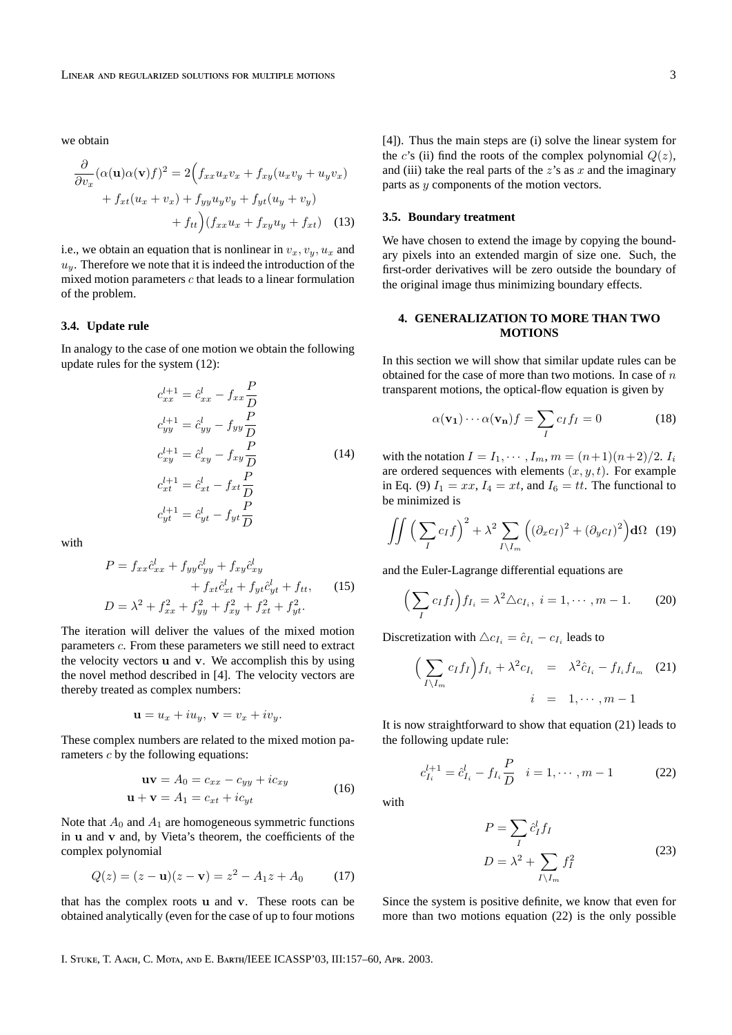we obtain

$$\frac{\partial}{\partial v_x}(\alpha(\mathbf{u})\alpha(\mathbf{v})f)^2 = 2\Big(f_{xx}u_xv_x + f_{xy}(u_xv_y + u_yv_x) + f_{xt}(u_x + v_x) + f_{yy}u_yv_y + f_{yt}(u_y + v_y) + f_{tt}\Big)(f_{xx}u_x + f_{xy}u_y + f_{xt}) \quad (13)$$

i.e., we obtain an equation that is nonlinear in $v_x, v_y, u_x$ and $u_y$. Therefore we note that it is indeed the introduction of the mixed motion parameters $c$ that leads to a linear formulation of the problem.

### 3.4. Update rule

In analogy to the case of one motion we obtain the following update rules for the system (12):

$$\begin{aligned}
c_{xx}^{l+1} &= \hat{c}_{xx}^l - f_{xx}\frac{P}{D} \\
c_{yy}^{l+1} &= \hat{c}_{yy}^l - f_{yy}\frac{P}{D} \\
c_{xy}^{l+1} &= \hat{c}_{xy}^l - f_{xy}\frac{P}{D} \\
c_{xt}^{l+1} &= \hat{c}_{xt}^l - f_{xt}\frac{P}{D} \\
c_{yt}^{l+1} &= \hat{c}_{yt}^l - f_{yt}\frac{P}{D}
\end{aligned} \quad (14)$$

with

$$\begin{aligned}
P &= f_{xx}\hat{c}_{xx}^l + f_{yy}\hat{c}_{yy}^l + f_{xy}\hat{c}_{xy}^l + f_{xt}\hat{c}_{xt}^l + f_{yt}\hat{c}_{yt}^l + f_{tt}, \\
D &= \lambda^2 + f_{xx}^2 + f_{yy}^2 + f_{xy}^2 + f_{xt}^2 + f_{yt}^2.
\end{aligned} \quad (15)$$

The iteration will deliver the values of the mixed motion parameters $c$. From these parameters we still need to extract the velocity vectors $\mathbf{u}$ and $\mathbf{v}$. We accomplish this by using the novel method described in [4]. The velocity vectors are thereby treated as complex numbers:

$$\mathbf{u} = u_x + iu_y, \; \mathbf{v} = v_x + iv_y.$$

These complex numbers are related to the mixed motion parameters $c$ by the following equations:

$$\begin{aligned}
\mathbf{u}\mathbf{v} &= A_0 = c_{xx} - c_{yy} + ic_{xy} \\
\mathbf{u} + \mathbf{v} &= A_1 = c_{xt} + ic_{yt}
\end{aligned} \quad (16)$$

Note that $A_0$ and $A_1$ are homogeneous symmetric functions in $\mathbf{u}$ and $\mathbf{v}$ and, by Vieta's theorem, the coefficients of the complex polynomial

$$Q(z) = (z - \mathbf{u})(z - \mathbf{v}) = z^2 - A_1z + A_0 \quad (17)$$

that has the complex roots $\mathbf{u}$ and $\mathbf{v}$. These roots can be obtained analytically (even for the case of up to four motions [4]). Thus the main steps are (i) solve the linear system for the $c$'s (ii) find the roots of the complex polynomial $Q(z)$, and (iii) take the real parts of the $z$'s as $x$ and the imaginary parts as $y$ components of the motion vectors.

### 3.5. Boundary treatment

We have chosen to extend the image by copying the boundary pixels into an extended margin of size one. Such, the first-order derivatives will be zero outside the boundary of the original image thus minimizing boundary effects.

## 4. GENERALIZATION TO MORE THAN TWO MOTIONS

In this section we will show that similar update rules can be obtained for the case of more than two motions. In case of $n$ transparent motions, the optical-flow equation is given by

$$\alpha(\mathbf{v_1})\cdots\alpha(\mathbf{v_n})f = \sum_I c_I f_I = 0 \quad (18)$$

with the notation $I = I_1, \cdots, I_m$, $m = (n+1)(n+2)/2$. $I_i$ are ordered sequences with elements $(x, y, t)$. For example in Eq. (9) $I_1 = xx$, $I_4 = xt$, and $I_6 = tt$. The functional to be minimized is

$$\iint \Big(\sum_I c_I f\Big)^2 + \lambda^2 \sum_{I\setminus I_m} \Big((\partial_x c_I)^2 + (\partial_y c_I)^2\Big)\mathbf{d}\Omega \quad (19)$$

and the Euler-Lagrange differential equations are

$$\Big(\sum_I c_I f_I\Big)f_{I_i} = \lambda^2 \triangle c_{I_i}, \; i = 1, \cdots, m-1. \quad (20)$$

Discretization with $\triangle c_{I_i} = \hat{c}_{I_i} - c_{I_i}$ leads to

$$\begin{aligned}
\Big(\sum_{I\setminus I_m} c_I f_I\Big)f_{I_i} + \lambda^2 c_{I_i} &= \lambda^2 \hat{c}_{I_i} - f_{I_i} f_{I_m} \\
i &= 1, \cdots, m-1
\end{aligned} \quad (21)$$

It is now straightforward to show that equation (21) leads to the following update rule:

$$c_{I_i}^{l+1} = \hat{c}_{I_i}^l - f_{I_i}\frac{P}{D} \quad i = 1, \cdots, m-1 \quad (22)$$

with

$$\begin{aligned}
P &= \sum_I \hat{c}_I^l f_I \\
D &= \lambda^2 + \sum_{I\setminus I_m} f_I^2
\end{aligned} \quad (23)$$

Since the system is positive definite, we know that even for more than two motions equation (22) is the only possible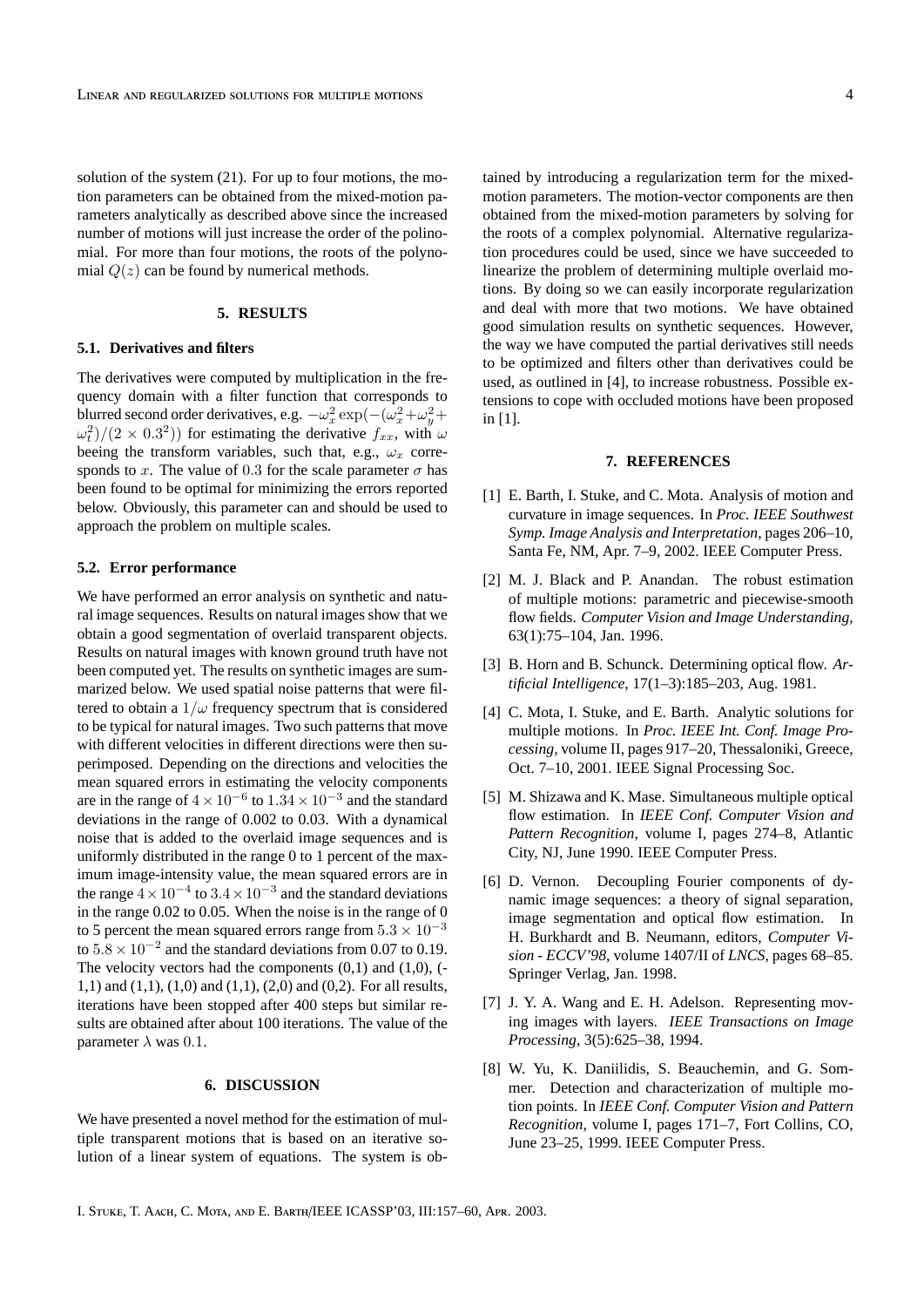solution of the system (21). For up to four motions, the motion parameters can be obtained from the mixed-motion parameters analytically as described above since the increased number of motions will just increase the order of the polinomial. For more than four motions, the roots of the polynomial $Q(z)$ can be found by numerical methods.

## 5. RESULTS

### 5.1. Derivatives and filters

The derivatives were computed by multiplication in the frequency domain with a filter function that corresponds to blurred second order derivatives, e.g. $-\omega_x^2 \exp(-(\omega_x^2+\omega_y^2+\omega_t^2)/(2 \times 0.3^2))$ for estimating the derivative $f_{xx}$, with $\omega$ beeing the transform variables, such that, e.g., $\omega_x$ corresponds to $x$. The value of $0.3$ for the scale parameter $\sigma$ has been found to be optimal for minimizing the errors reported below. Obviously, this parameter can and should be used to approach the problem on multiple scales.

### 5.2. Error performance

We have performed an error analysis on synthetic and natural image sequences. Results on natural images show that we obtain a good segmentation of overlaid transparent objects. Results on natural images with known ground truth have not been computed yet. The results on synthetic images are summarized below. We used spatial noise patterns that were filtered to obtain a $1/\omega$ frequency spectrum that is considered to be typical for natural images. Two such patterns that move with different velocities in different directions were then superimposed. Depending on the directions and velocities the mean squared errors in estimating the velocity components are in the range of $4 \times 10^{-6}$ to $1.34 \times 10^{-3}$ and the standard deviations in the range of 0.002 to 0.03. With a dynamical noise that is added to the overlaid image sequences and is uniformly distributed in the range 0 to 1 percent of the maximum image-intensity value, the mean squared errors are in the range $4 \times 10^{-4}$ to $3.4 \times 10^{-3}$ and the standard deviations in the range 0.02 to 0.05. When the noise is in the range of 0 to 5 percent the mean squared errors range from $5.3 \times 10^{-3}$ to $5.8 \times 10^{-2}$ and the standard deviations from 0.07 to 0.19. The velocity vectors had the components (0,1) and (1,0), (-1,1) and (1,1), (1,0) and (1,1), (2,0) and (0,2). For all results, iterations have been stopped after 400 steps but similar results are obtained after about 100 iterations. The value of the parameter $\lambda$ was $0.1$.

## 6. DISCUSSION

We have presented a novel method for the estimation of multiple transparent motions that is based on an iterative solution of a linear system of equations. The system is obtained by introducing a regularization term for the mixed-motion parameters. The motion-vector components are then obtained from the mixed-motion parameters by solving for the roots of a complex polynomial. Alternative regularization procedures could be used, since we have succeeded to linearize the problem of determining multiple overlaid motions. By doing so we can easily incorporate regularization and deal with more that two motions. We have obtained good simulation results on synthetic sequences. However, the way we have computed the partial derivatives still needs to be optimized and filters other than derivatives could be used, as outlined in [4], to increase robustness. Possible extensions to cope with occluded motions have been proposed in [1].

## 7. REFERENCES

[1] E. Barth, I. Stuke, and C. Mota. Analysis of motion and curvature in image sequences. In *Proc. IEEE Southwest Symp. Image Analysis and Interpretation*, pages 206–10, Santa Fe, NM, Apr. 7–9, 2002. IEEE Computer Press.

[2] M. J. Black and P. Anandan. The robust estimation of multiple motions: parametric and piecewise-smooth flow fields. *Computer Vision and Image Understanding*, 63(1):75–104, Jan. 1996.

[3] B. Horn and B. Schunck. Determining optical flow. *Artificial Intelligence*, 17(1–3):185–203, Aug. 1981.

[4] C. Mota, I. Stuke, and E. Barth. Analytic solutions for multiple motions. In *Proc. IEEE Int. Conf. Image Processing*, volume II, pages 917–20, Thessaloniki, Greece, Oct. 7–10, 2001. IEEE Signal Processing Soc.

[5] M. Shizawa and K. Mase. Simultaneous multiple optical flow estimation. In *IEEE Conf. Computer Vision and Pattern Recognition*, volume I, pages 274–8, Atlantic City, NJ, June 1990. IEEE Computer Press.

[6] D. Vernon. Decoupling Fourier components of dynamic image sequences: a theory of signal separation, image segmentation and optical flow estimation. In H. Burkhardt and B. Neumann, editors, *Computer Vision - ECCV'98*, volume 1407/II of *LNCS*, pages 68–85. Springer Verlag, Jan. 1998.

[7] J. Y. A. Wang and E. H. Adelson. Representing moving images with layers. *IEEE Transactions on Image Processing*, 3(5):625–38, 1994.

[8] W. Yu, K. Daniilidis, S. Beauchemin, and G. Sommer. Detection and characterization of multiple motion points. In *IEEE Conf. Computer Vision and Pattern Recognition*, volume I, pages 171–7, Fort Collins, CO, June 23–25, 1999. IEEE Computer Press.